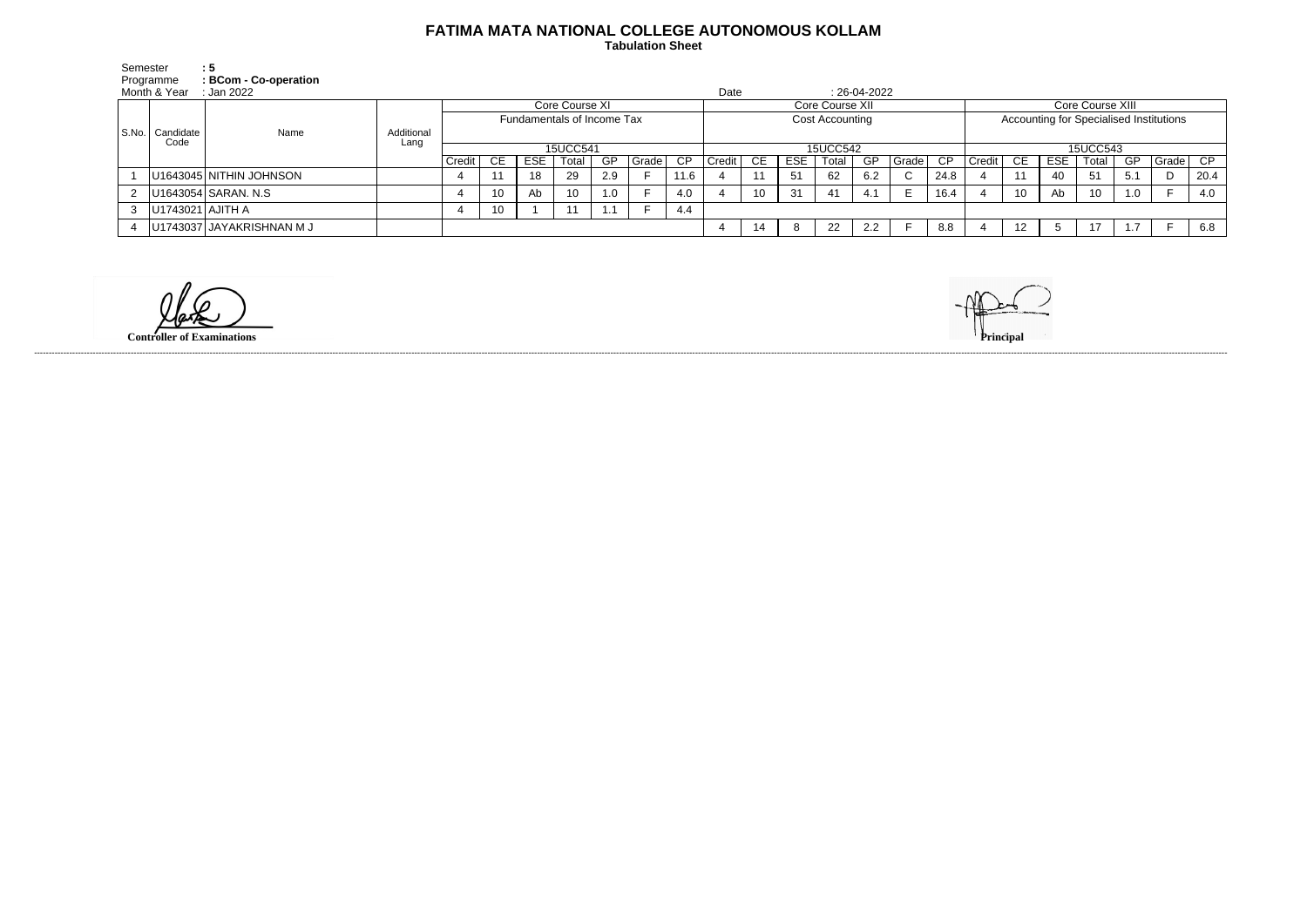# FATIMA MATA NATIONAL COLLEGE AUTONOMOUS KOLLAM

**Tabulation Sheet**

Semester **: 5**
Programme **: BCom - Co-operation**
Month & Year : Jan 2022

Date : 26-04-2022

| S.No. | Candidate Code | Name | Additional Lang | Core Course XI | | | | | | | Core Course XII | | | | | | | Core Course XIII | | | | | | |
|---|---|---|---|---|---|---|---|---|---|---|---|---|---|---|---|---|---|---|---|---|---|---|---|---|
| | | | | Fundamentals of Income Tax | | | | | | | Cost Accounting | | | | | | | Accounting for Specialised Institutions | | | | | | |
| | | | | 15UCC541 | | | | | | | 15UCC542 | | | | | | | 15UCC543 | | | | | | |
| | | | | Credit | CE | ESE | Total | GP | Grade | CP | Credit | CE | ESE | Total | GP | Grade | CP | Credit | CE | ESE | Total | GP | Grade | CP |
| 1 | U1643045 | NITHIN JOHNSON | | 4 | 11 | 18 | 29 | 2.9 | F | 11.6 | 4 | 11 | 51 | 62 | 6.2 | C | 24.8 | 4 | 11 | 40 | 51 | 5.1 | D | 20.4 |
| 2 | U1643054 | SARAN. N.S | | 4 | 10 | Ab | 10 | 1.0 | F | 4.0 | 4 | 10 | 31 | 41 | 4.1 | E | 16.4 | 4 | 10 | Ab | 10 | 1.0 | F | 4.0 |
| 3 | U1743021 | AJITH A | | 4 | 10 | 1 | 11 | 1.1 | F | 4.4 | | | | | | | | | | | | | | |
| 4 | U1743037 | JAYAKRISHNAN M J | | | | | | | | | 4 | 14 | 8 | 22 | 2.2 | F | 8.8 | 4 | 12 | 5 | 17 | 1.7 | F | 6.8 |

**Controller of Examinations**

**Principal**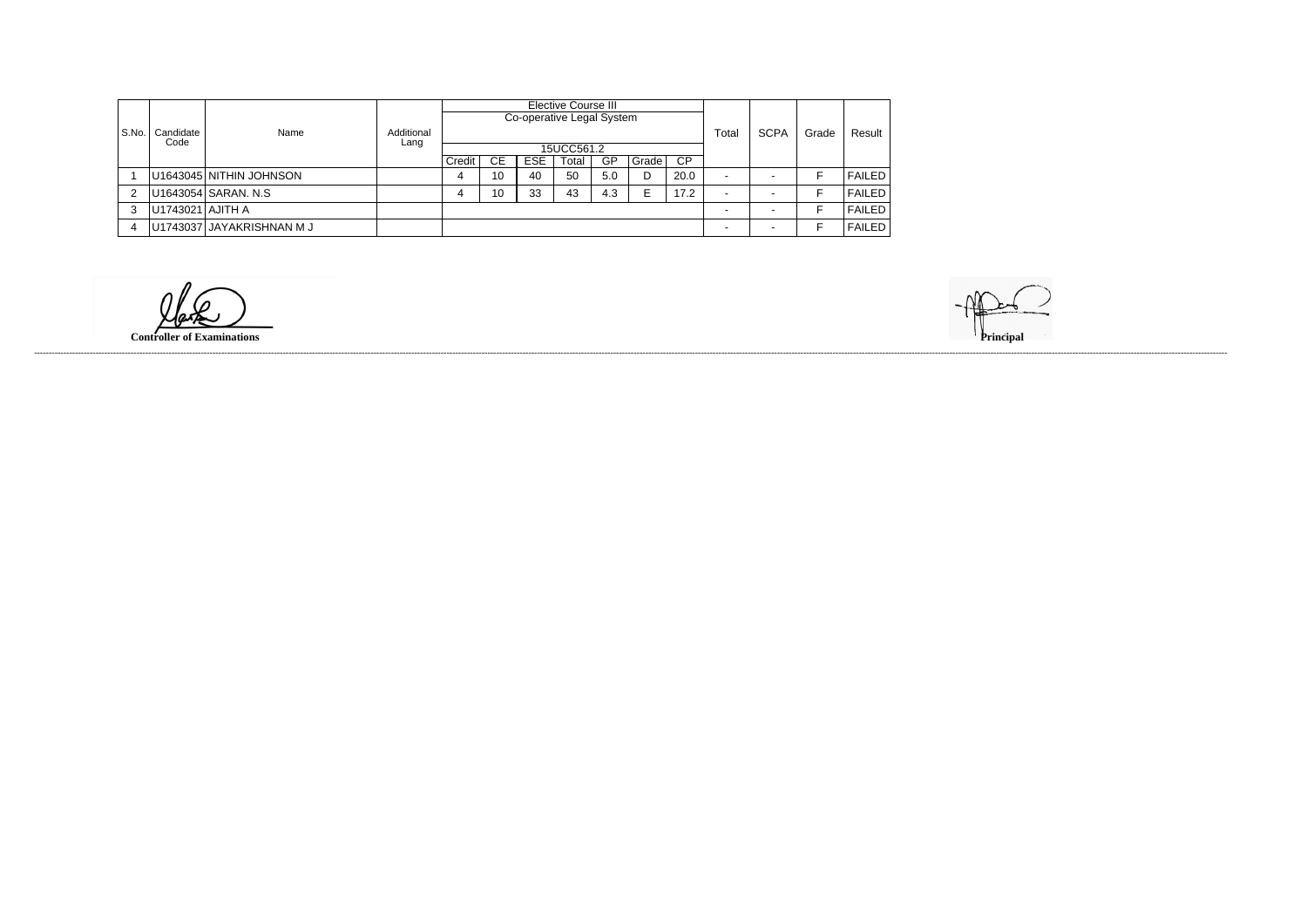| S.No. | Candidate Code | Name | Additional Lang | Elective Course III Co-operative Legal System 15UCC561.2 | | | | | | | Total | SCPA | Grade | Result |
|---|---|---|---|---|---|---|---|---|---|---|---|---|---|---|
| | | | | Credit | CE | ESE | Total | GP | Grade | CP | | | | |
| 1 | U1643045 | NITHIN JOHNSON | | 4 | 10 | 40 | 50 | 5.0 | D | 20.0 | - | - | F | FAILED |
| 2 | U1643054 | SARAN. N.S | | 4 | 10 | 33 | 43 | 4.3 | E | 17.2 | - | - | F | FAILED |
| 3 | U1743021 | AJITH A | | | | | | | | | - | - | F | FAILED |
| 4 | U1743037 | JAYAKRISHNAN M J | | | | | | | | | - | - | F | FAILED |

**Controller of Examinations**

**Principal**